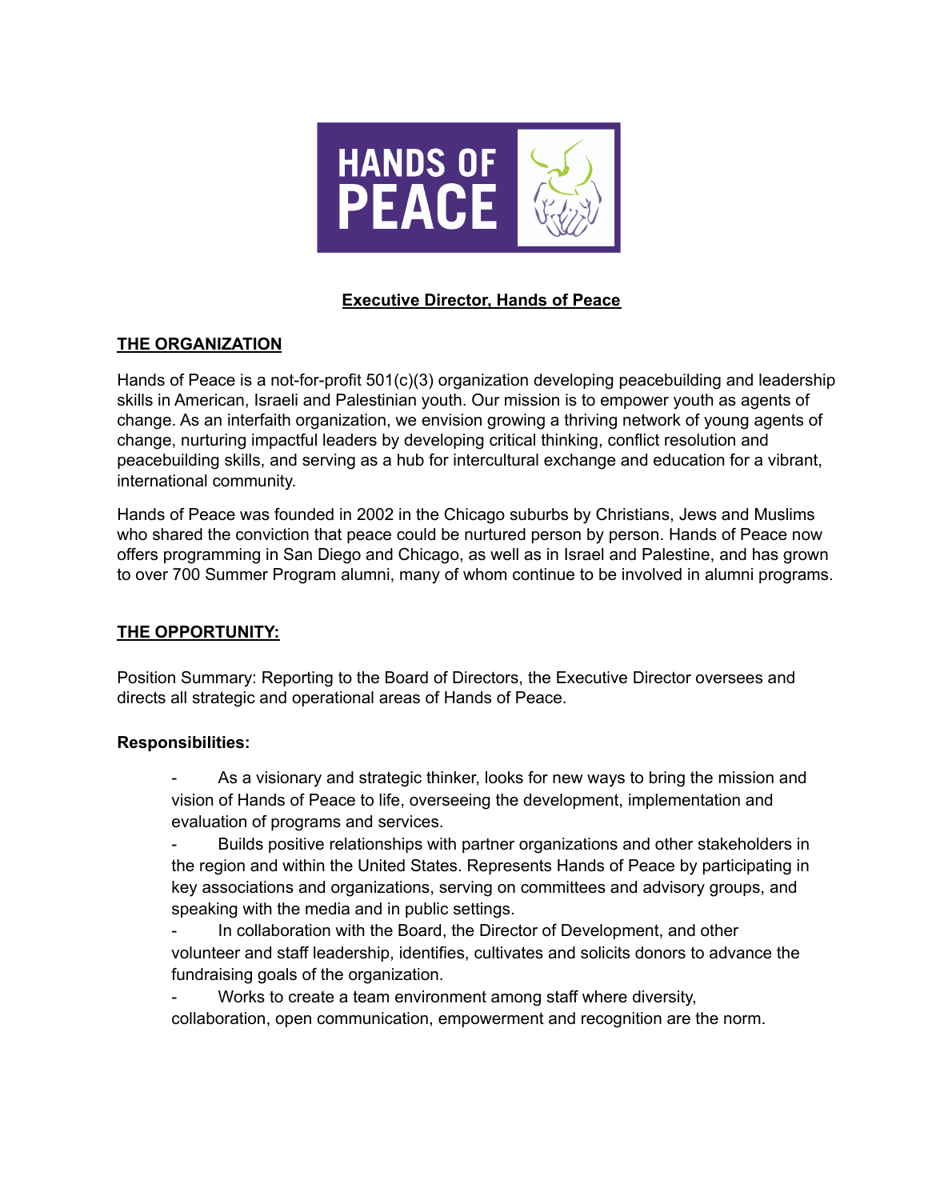# Executive Director, Hands of Peace

## THE ORGANIZATION

Hands of Peace is a not-for-profit 501(c)(3) organization developing peacebuilding and leadership skills in American, Israeli and Palestinian youth. Our mission is to empower youth as agents of change. As an interfaith organization, we envision growing a thriving network of young agents of change, nurturing impactful leaders by developing critical thinking, conflict resolution and peacebuilding skills, and serving as a hub for intercultural exchange and education for a vibrant, international community.

Hands of Peace was founded in 2002 in the Chicago suburbs by Christians, Jews and Muslims who shared the conviction that peace could be nurtured person by person. Hands of Peace now offers programming in San Diego and Chicago, as well as in Israel and Palestine, and has grown to over 700 Summer Program alumni, many of whom continue to be involved in alumni programs.

## THE OPPORTUNITY:

Position Summary: Reporting to the Board of Directors, the Executive Director oversees and directs all strategic and operational areas of Hands of Peace.

**Responsibilities:**

- As a visionary and strategic thinker, looks for new ways to bring the mission and vision of Hands of Peace to life, overseeing the development, implementation and evaluation of programs and services.
- Builds positive relationships with partner organizations and other stakeholders in the region and within the United States. Represents Hands of Peace by participating in key associations and organizations, serving on committees and advisory groups, and speaking with the media and in public settings.
- In collaboration with the Board, the Director of Development, and other volunteer and staff leadership, identifies, cultivates and solicits donors to advance the fundraising goals of the organization.
- Works to create a team environment among staff where diversity, collaboration, open communication, empowerment and recognition are the norm.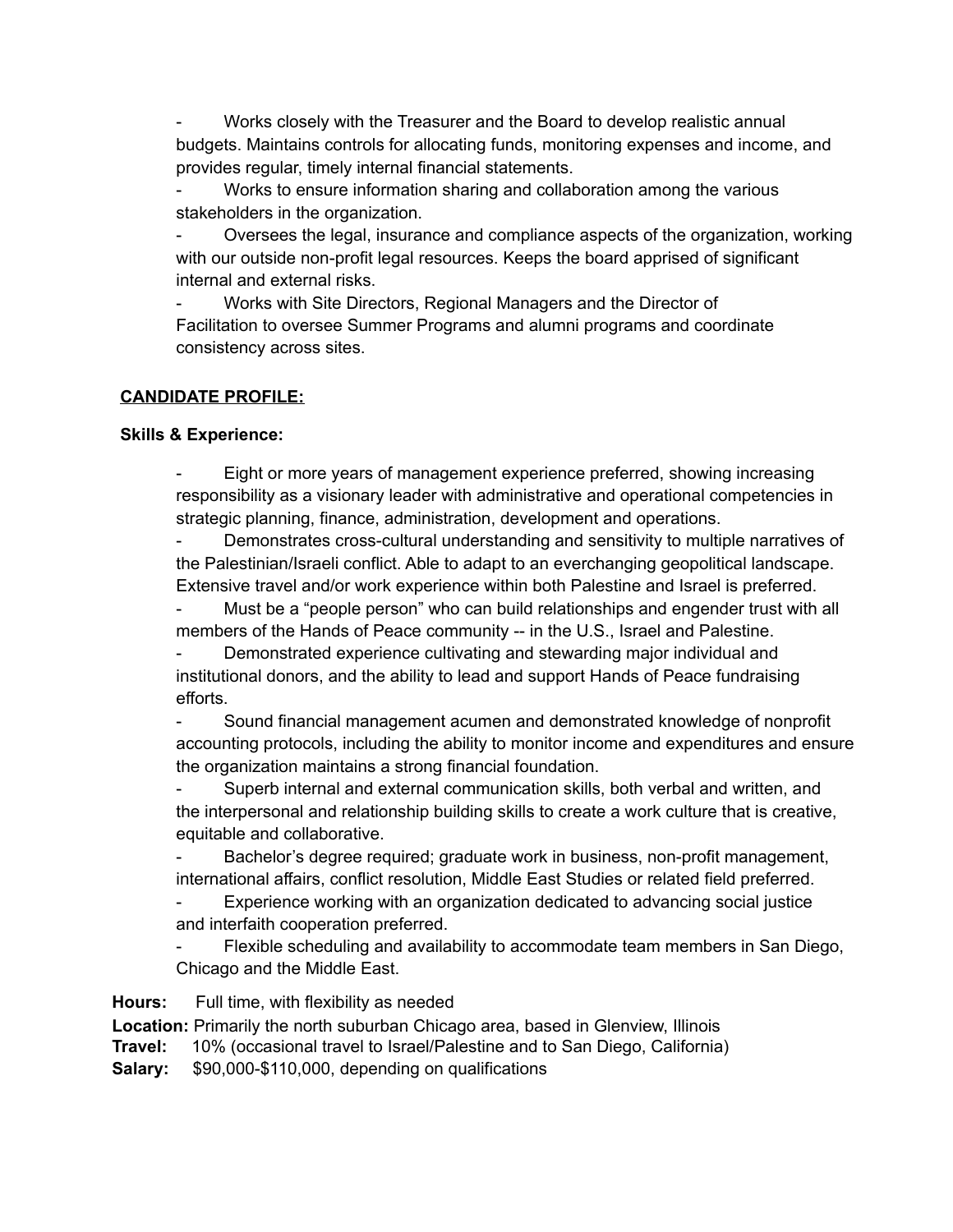- Works closely with the Treasurer and the Board to develop realistic annual budgets. Maintains controls for allocating funds, monitoring expenses and income, and provides regular, timely internal financial statements.
- Works to ensure information sharing and collaboration among the various stakeholders in the organization.
- Oversees the legal, insurance and compliance aspects of the organization, working with our outside non-profit legal resources. Keeps the board apprised of significant internal and external risks.
- Works with Site Directors, Regional Managers and the Director of Facilitation to oversee Summer Programs and alumni programs and coordinate consistency across sites.

**CANDIDATE PROFILE:**

**Skills & Experience:**

- Eight or more years of management experience preferred, showing increasing responsibility as a visionary leader with administrative and operational competencies in strategic planning, finance, administration, development and operations.
- Demonstrates cross-cultural understanding and sensitivity to multiple narratives of the Palestinian/Israeli conflict. Able to adapt to an everchanging geopolitical landscape. Extensive travel and/or work experience within both Palestine and Israel is preferred.
- Must be a "people person" who can build relationships and engender trust with all members of the Hands of Peace community -- in the U.S., Israel and Palestine.
- Demonstrated experience cultivating and stewarding major individual and institutional donors, and the ability to lead and support Hands of Peace fundraising efforts.
- Sound financial management acumen and demonstrated knowledge of nonprofit accounting protocols, including the ability to monitor income and expenditures and ensure the organization maintains a strong financial foundation.
- Superb internal and external communication skills, both verbal and written, and the interpersonal and relationship building skills to create a work culture that is creative, equitable and collaborative.
- Bachelor's degree required; graduate work in business, non-profit management, international affairs, conflict resolution, Middle East Studies or related field preferred.
- Experience working with an organization dedicated to advancing social justice and interfaith cooperation preferred.
- Flexible scheduling and availability to accommodate team members in San Diego, Chicago and the Middle East.

**Hours:** Full time, with flexibility as needed

**Location:** Primarily the north suburban Chicago area, based in Glenview, Illinois

**Travel:** 10% (occasional travel to Israel/Palestine and to San Diego, California)

**Salary:** $90,000-$110,000, depending on qualifications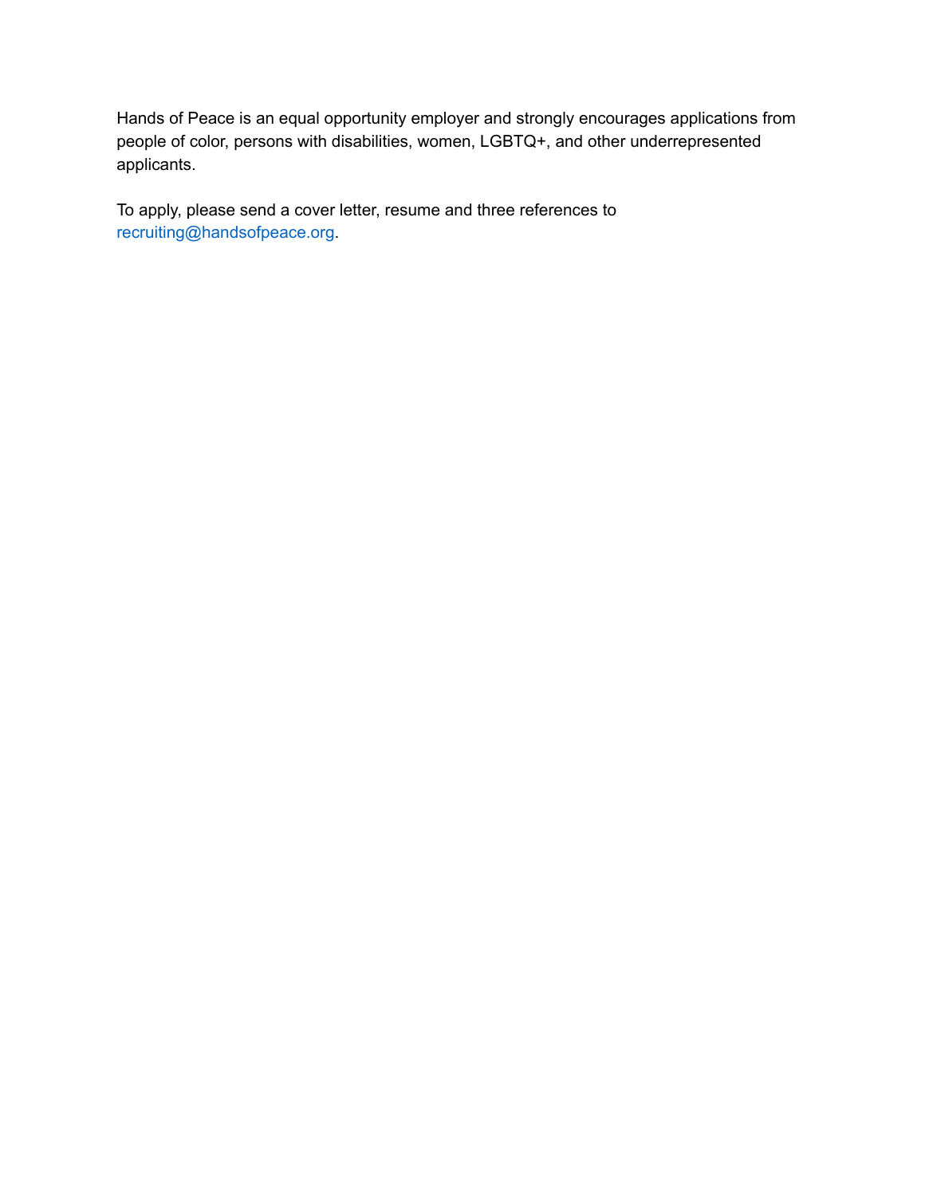Hands of Peace is an equal opportunity employer and strongly encourages applications from people of color, persons with disabilities, women, LGBTQ+, and other underrepresented applicants.

To apply, please send a cover letter, resume and three references to recruiting@handsofpeace.org.